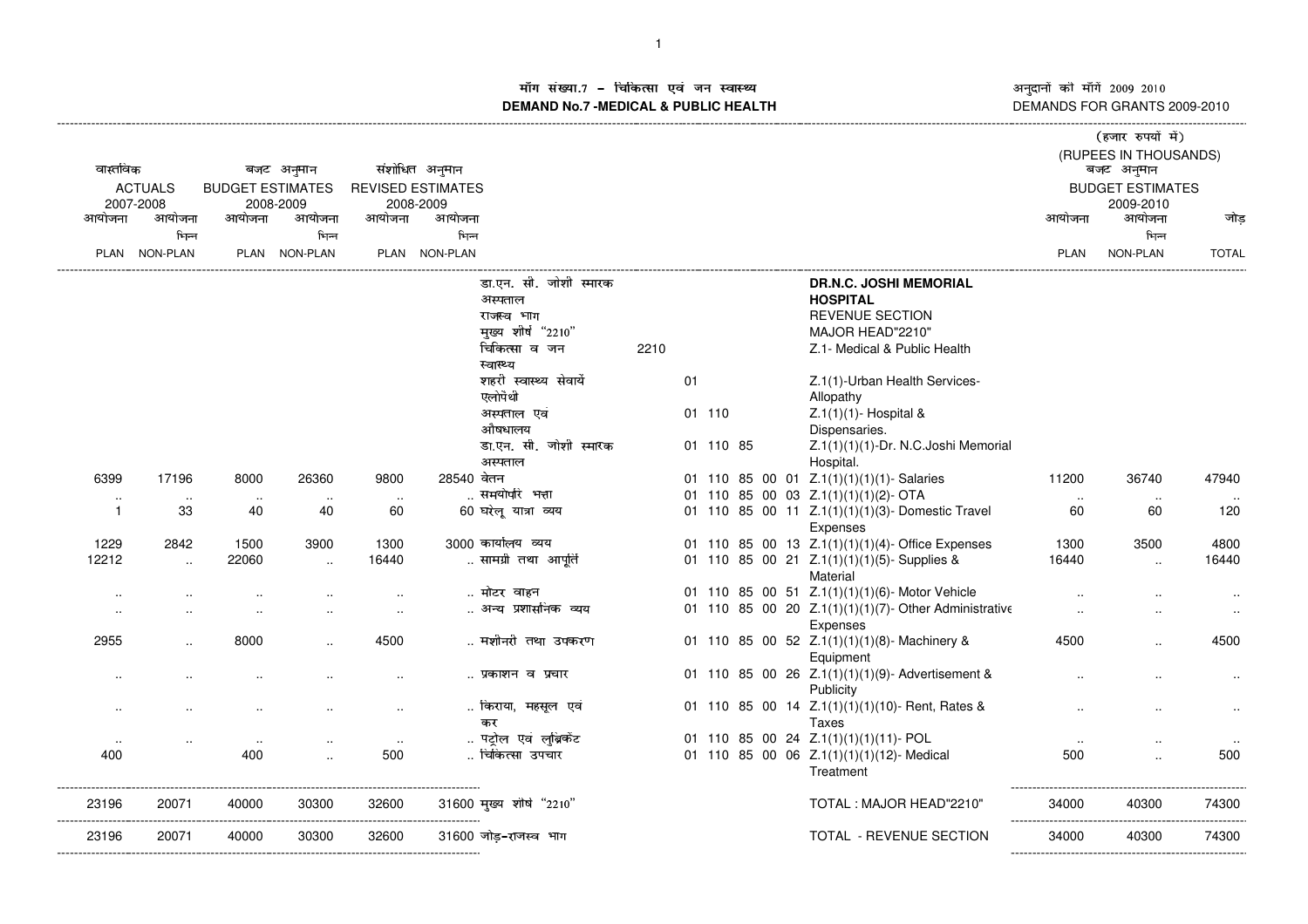# मॉग संख्या.7 – चिकित्सा एवं जन स्वास्थ्य
# DEMAND No.7 -MEDICAL & PUBLIC HEALTH

अनुदानों की मॉगें 2009 2010
DEMANDS FOR GRANTS 2009-2010

(हजार रुपयों में)
(RUPEES IN THOUSANDS)

| वास्तविक ACTUALS 2007-2008 | | बजट अनुमान BUDGET ESTIMATES 2008-2009 | | संशोधित अनुमान REVISED ESTIMATES 2008-2009 | | | | | बजट अनुमान BUDGET ESTIMATES 2009-2010 | | |
|---|---|---|---|---|---|---|---|---|---|---|---|
| आयोजना PLAN | आयोजना भिन्न NON-PLAN | आयोजना PLAN | आयोजना भिन्न NON-PLAN | आयोजना PLAN | आयोजना भिन्न NON-PLAN | | | | आयोजना PLAN | आयोजना भिन्न NON-PLAN | जोड़ TOTAL |
| | | | | | | डा.एन. सी. जोशी स्मारक अस्पताल | | **DR.N.C. JOSHI MEMORIAL HOSPITAL** | | | |
| | | | | | | राजस्व भाग | | REVENUE SECTION | | | |
| | | | | | | मुख्य शीर्ष "2210" | | MAJOR HEAD"2210" | | | |
| | | | | | | चिकित्सा व जन स्वास्थ्य | 2210 | Z.1- Medical & Public Health | | | |
| | | | | | | शहरी स्वास्थ्य सेवायें एलोपैथी | 01 | Z.1(1)-Urban Health Services-Allopathy | | | |
| | | | | | | अस्पताल एवं औषधालय | 01 110 | Z.1(1)(1)- Hospital & Dispensaries. | | | |
| | | | | | | डा.एन. सी. जोशी स्मारक अस्पताल | 01 110 85 | Z.1(1)(1)-Dr. N.C.Joshi Memorial Hospital. | | | |
| 6399 | 17196 | 8000 | 26360 | 9800 | 28540 | वेतन | 01 110 85 00 01 | Z.1(1)(1)(1)(1)- Salaries | 11200 | 36740 | 47940 |
| .. | .. | .. | .. | .. | .. | समयोपरि भत्ता | 01 110 85 00 03 | Z.1(1)(1)(1)(2)- OTA | .. | .. | .. |
| 1 | 33 | 40 | 40 | 60 | 60 | घरेलू यात्रा व्यय | 01 110 85 00 11 | Z.1(1)(1)(1)(3)- Domestic Travel Expenses | 60 | 60 | 120 |
| 1229 | 2842 | 1500 | 3900 | 1300 | 3000 | कार्यालय व्यय | 01 110 85 00 13 | Z.1(1)(1)(1)(4)- Office Expenses | 1300 | 3500 | 4800 |
| 12212 | .. | 22060 | .. | 16440 | .. | सामग्री तथा आपूर्ति | 01 110 85 00 21 | Z.1(1)(1)(1)(5)- Supplies & Material | 16440 | .. | 16440 |
| .. | .. | .. | .. | .. | .. | मोटर वाहन | 01 110 85 00 51 | Z.1(1)(1)(1)(6)- Motor Vehicle | .. | .. | .. |
| .. | .. | .. | .. | .. | .. | अन्य प्रशासनिक व्यय | 01 110 85 00 20 | Z.1(1)(1)(1)(7)- Other Administrative Expenses | .. | .. | .. |
| 2955 | .. | 8000 | .. | 4500 | .. | मशीनरी तथा उपकरण | 01 110 85 00 52 | Z.1(1)(1)(1)(8)- Machinery & Equipment | 4500 | .. | 4500 |
| .. | .. | .. | .. | .. | .. | प्रकाशन व प्रचार | 01 110 85 00 26 | Z.1(1)(1)(1)(9)- Advertisement & Publicity | .. | .. | .. |
| .. | .. | .. | .. | .. | .. | किराया, महसूल एवं कर | 01 110 85 00 14 | Z.1(1)(1)(1)(10)- Rent, Rates & Taxes | .. | .. | .. |
| .. | .. | .. | .. | .. | .. | पट्रोल एवं लुब्रिकेंट | 01 110 85 00 24 | Z.1(1)(1)(1)(11)- POL | .. | .. | .. |
| 400 | | 400 | .. | 500 | .. | चिकित्सा उपचार | 01 110 85 00 06 | Z.1(1)(1)(1)(12)- Medical Treatment | 500 | .. | 500 |
| 23196 | 20071 | 40000 | 30300 | 32600 | 31600 | मुख्य शीर्ष "2210" | | TOTAL : MAJOR HEAD"2210" | 34000 | 40300 | 74300 |
| 23196 | 20071 | 40000 | 30300 | 32600 | 31600 | जोड़-राजस्व भाग | | TOTAL - REVENUE SECTION | 34000 | 40300 | 74300 |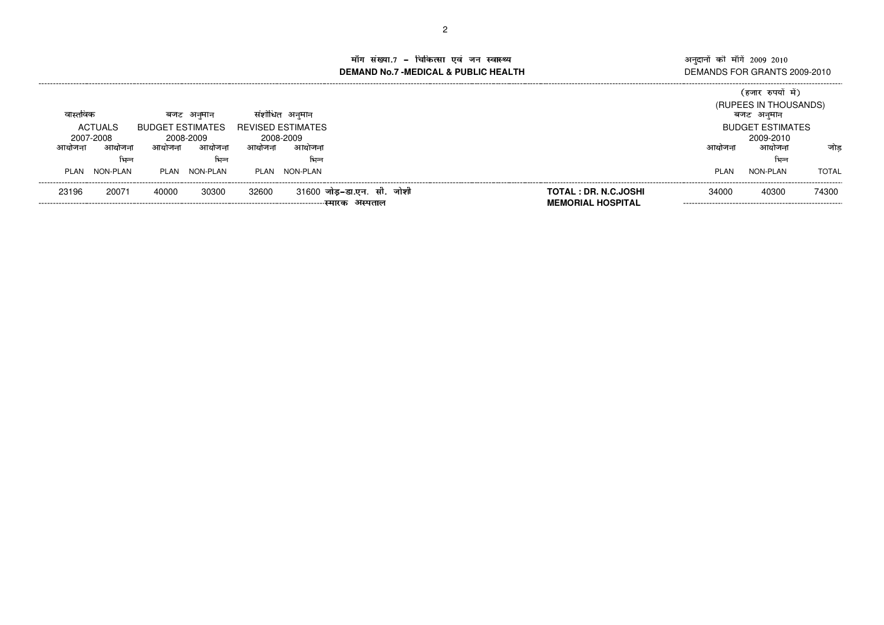**माँग संख्या.7 – चिकित्सा एवं जन स्वास्थ्य**
**DEMAND No.7 -MEDICAL & PUBLIC HEALTH**

अनुदानों की माँगें 2009 2010
DEMANDS FOR GRANTS 2009-2010

(हजार रुपयों में)
(RUPEES IN THOUSANDS)

| वास्तविक ACTUALS 2007-2008 | | बजट अनुमान BUDGET ESTIMATES 2008-2009 | | संशोधित अनुमान REVISED ESTIMATES 2008-2009 | | | | बजट अनुमान BUDGET ESTIMATES 2009-2010 | | |
|---|---|---|---|---|---|---|---|---|---|---|
| आयोजना PLAN | आयोजना भिन्न NON-PLAN | आयोजना PLAN | आयोजना भिन्न NON-PLAN | आयोजना PLAN | आयोजना भिन्न NON-PLAN | | | आयोजना PLAN | आयोजना भिन्न NON-PLAN | जोड़ TOTAL |
| 23196 | 20071 | 40000 | 30300 | 32600 | 31600 | जोड़–डा.एन. सी. जोशी स्मारक अस्पताल | **TOTAL : DR. N.C.JOSHI MEMORIAL HOSPITAL** | 34000 | 40300 | 74300 |